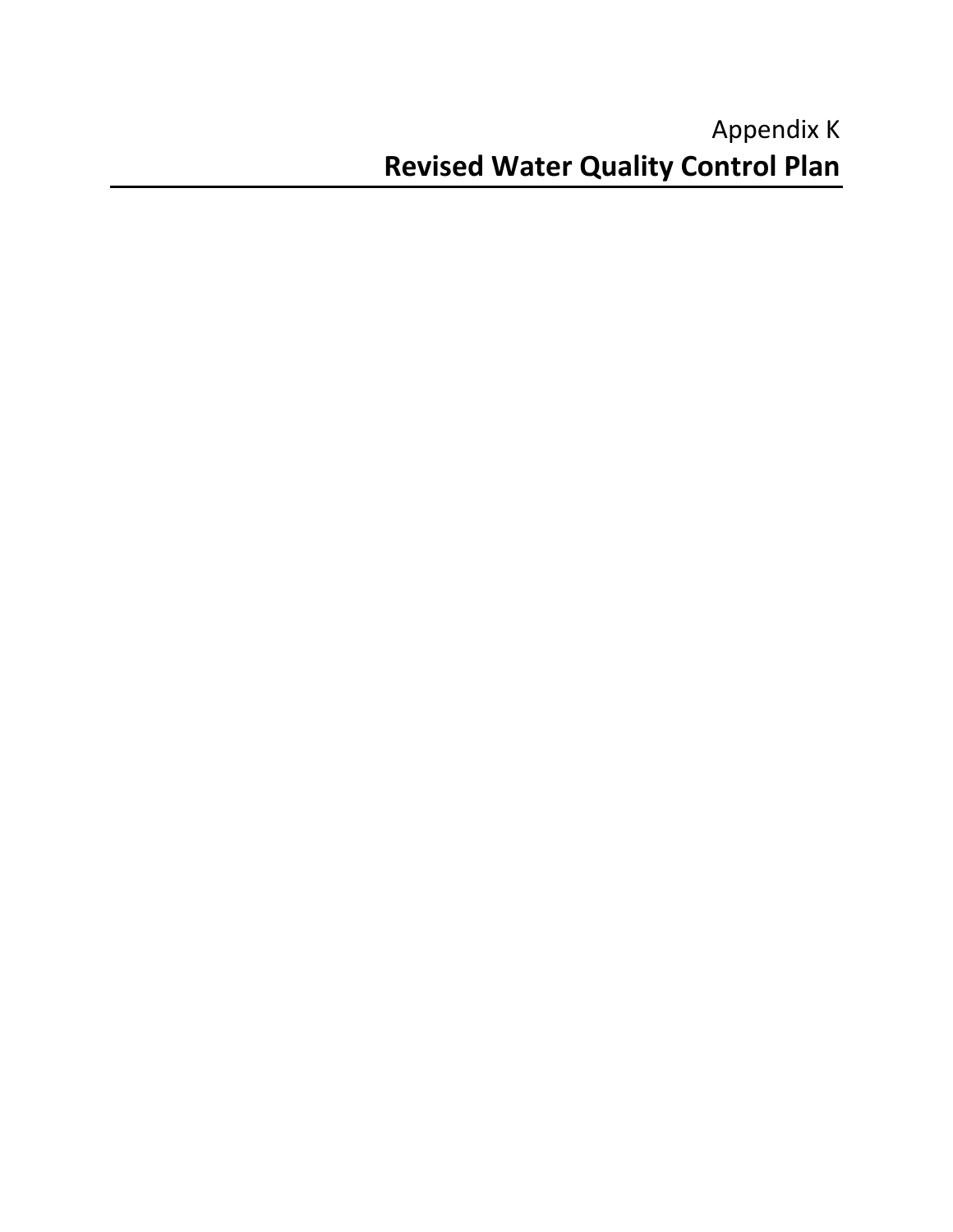Appendix K

# Revised Water Quality Control Plan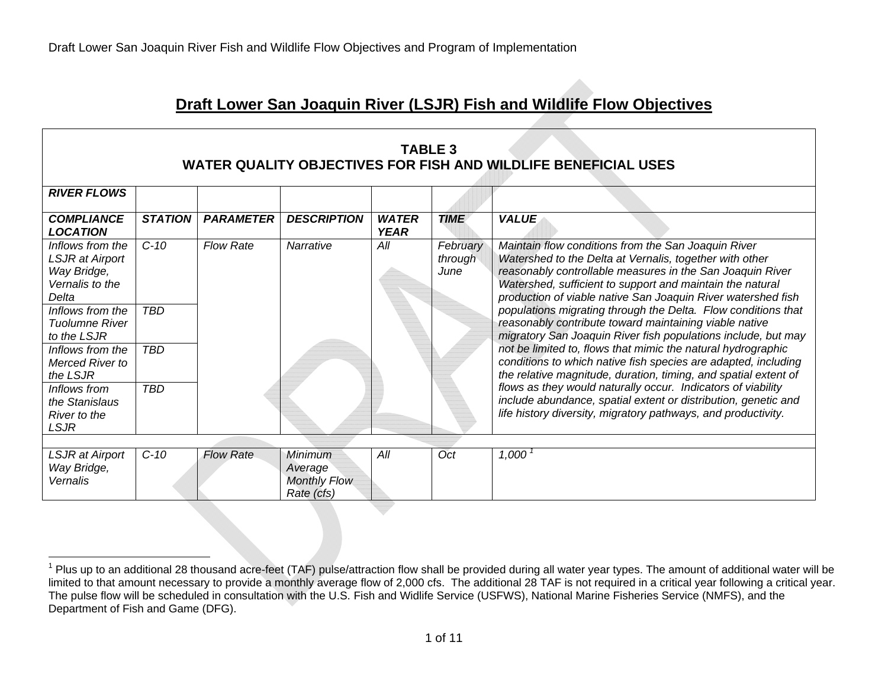## Draft Lower San Joaquin River (LSJR) Fish and Wildlife Flow Objectives

| TABLE 3<br>WATER QUALITY OBJECTIVES FOR FISH AND WILDLIFE BENEFICIAL USES | | | | | | |
|---|---|---|---|---|---|---|
| ***RIVER FLOWS*** | | | | | | |
| ***COMPLIANCE LOCATION*** | ***STATION*** | ***PARAMETER*** | ***DESCRIPTION*** | ***WATER YEAR*** | ***TIME*** | ***VALUE*** |
| *Inflows from the LSJR at Airport Way Bridge, Vernalis to the Delta* | *C-10* | *Flow Rate* | *Narrative* | *All* | *February through June* | *Maintain flow conditions from the San Joaquin River Watershed to the Delta at Vernalis, together with other reasonably controllable measures in the San Joaquin River Watershed, sufficient to support and maintain the natural production of viable native San Joaquin River watershed fish populations migrating through the Delta. Flow conditions that reasonably contribute toward maintaining viable native migratory San Joaquin River fish populations include, but may not be limited to, flows that mimic the natural hydrographic conditions to which native fish species are adapted, including the relative magnitude, duration, timing, and spatial extent of flows as they would naturally occur. Indicators of viability include abundance, spatial extent or distribution, genetic and life history diversity, migratory pathways, and productivity.* |
| *Inflows from the Tuolumne River to the LSJR* | *TBD* | | | | | |
| *Inflows from the Merced River to the LSJR* | *TBD* | | | | | |
| *Inflows from the Stanislaus River to the LSJR* | *TBD* | | | | | |
| | | | | | | |
| *LSJR at Airport Way Bridge, Vernalis* | *C-10* | *Flow Rate* | *Minimum Average Monthly Flow Rate (cfs)* | *All* | *Oct* | *1,000* [1] |

[1] Plus up to an additional 28 thousand acre-feet (TAF) pulse/attraction flow shall be provided during all water year types. The amount of additional water will be limited to that amount necessary to provide a monthly average flow of 2,000 cfs. The additional 28 TAF is not required in a critical year following a critical year. The pulse flow will be scheduled in consultation with the U.S. Fish and Widlife Service (USFWS), National Marine Fisheries Service (NMFS), and the Department of Fish and Game (DFG).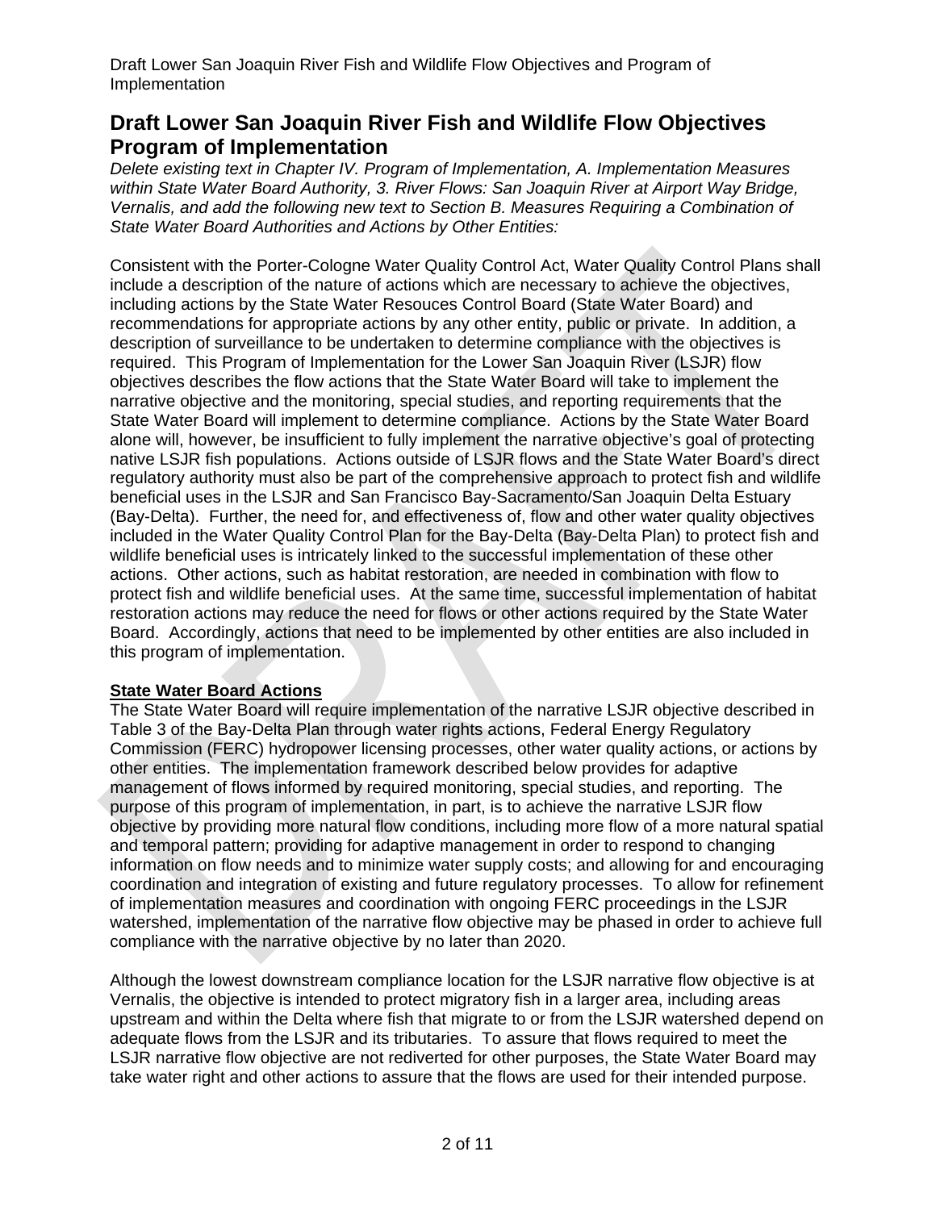## Draft Lower San Joaquin River Fish and Wildlife Flow Objectives Program of Implementation

*Delete existing text in Chapter IV. Program of Implementation, A. Implementation Measures within State Water Board Authority, 3. River Flows: San Joaquin River at Airport Way Bridge, Vernalis, and add the following new text to Section B. Measures Requiring a Combination of State Water Board Authorities and Actions by Other Entities:*

Consistent with the Porter-Cologne Water Quality Control Act, Water Quality Control Plans shall include a description of the nature of actions which are necessary to achieve the objectives, including actions by the State Water Resouces Control Board (State Water Board) and recommendations for appropriate actions by any other entity, public or private. In addition, a description of surveillance to be undertaken to determine compliance with the objectives is required. This Program of Implementation for the Lower San Joaquin River (LSJR) flow objectives describes the flow actions that the State Water Board will take to implement the narrative objective and the monitoring, special studies, and reporting requirements that the State Water Board will implement to determine compliance. Actions by the State Water Board alone will, however, be insufficient to fully implement the narrative objective's goal of protecting native LSJR fish populations. Actions outside of LSJR flows and the State Water Board's direct regulatory authority must also be part of the comprehensive approach to protect fish and wildlife beneficial uses in the LSJR and San Francisco Bay-Sacramento/San Joaquin Delta Estuary (Bay-Delta). Further, the need for, and effectiveness of, flow and other water quality objectives included in the Water Quality Control Plan for the Bay-Delta (Bay-Delta Plan) to protect fish and wildlife beneficial uses is intricately linked to the successful implementation of these other actions. Other actions, such as habitat restoration, are needed in combination with flow to protect fish and wildlife beneficial uses. At the same time, successful implementation of habitat restoration actions may reduce the need for flows or other actions required by the State Water Board. Accordingly, actions that need to be implemented by other entities are also included in this program of implementation.

**State Water Board Actions**

The State Water Board will require implementation of the narrative LSJR objective described in Table 3 of the Bay-Delta Plan through water rights actions, Federal Energy Regulatory Commission (FERC) hydropower licensing processes, other water quality actions, or actions by other entities. The implementation framework described below provides for adaptive management of flows informed by required monitoring, special studies, and reporting. The purpose of this program of implementation, in part, is to achieve the narrative LSJR flow objective by providing more natural flow conditions, including more flow of a more natural spatial and temporal pattern; providing for adaptive management in order to respond to changing information on flow needs and to minimize water supply costs; and allowing for and encouraging coordination and integration of existing and future regulatory processes. To allow for refinement of implementation measures and coordination with ongoing FERC proceedings in the LSJR watershed, implementation of the narrative flow objective may be phased in order to achieve full compliance with the narrative objective by no later than 2020.

Although the lowest downstream compliance location for the LSJR narrative flow objective is at Vernalis, the objective is intended to protect migratory fish in a larger area, including areas upstream and within the Delta where fish that migrate to or from the LSJR watershed depend on adequate flows from the LSJR and its tributaries. To assure that flows required to meet the LSJR narrative flow objective are not rediverted for other purposes, the State Water Board may take water right and other actions to assure that the flows are used for their intended purpose.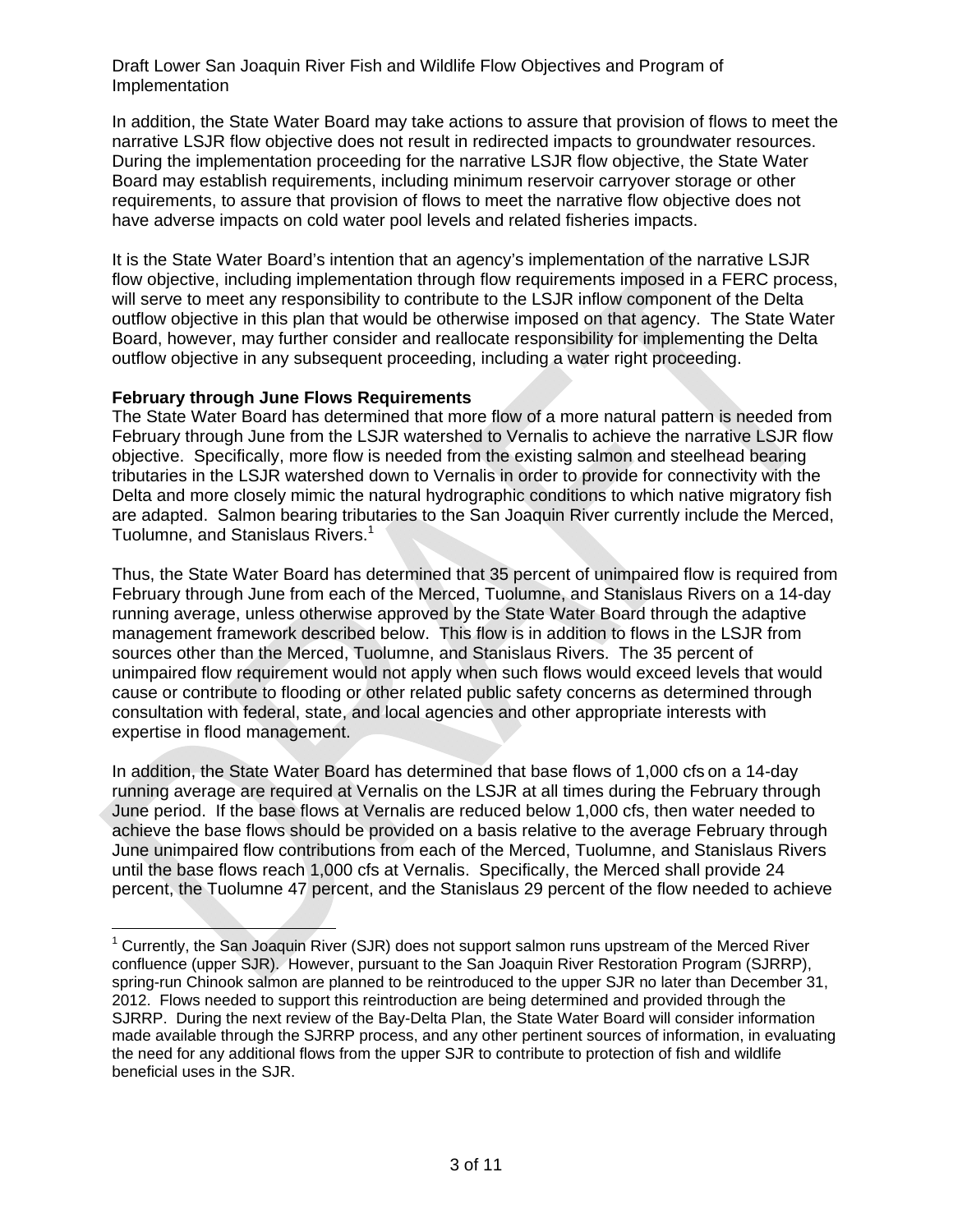In addition, the State Water Board may take actions to assure that provision of flows to meet the narrative LSJR flow objective does not result in redirected impacts to groundwater resources. During the implementation proceeding for the narrative LSJR flow objective, the State Water Board may establish requirements, including minimum reservoir carryover storage or other requirements, to assure that provision of flows to meet the narrative flow objective does not have adverse impacts on cold water pool levels and related fisheries impacts.

It is the State Water Board's intention that an agency's implementation of the narrative LSJR flow objective, including implementation through flow requirements imposed in a FERC process, will serve to meet any responsibility to contribute to the LSJR inflow component of the Delta outflow objective in this plan that would be otherwise imposed on that agency. The State Water Board, however, may further consider and reallocate responsibility for implementing the Delta outflow objective in any subsequent proceeding, including a water right proceeding.

**February through June Flows Requirements**

The State Water Board has determined that more flow of a more natural pattern is needed from February through June from the LSJR watershed to Vernalis to achieve the narrative LSJR flow objective. Specifically, more flow is needed from the existing salmon and steelhead bearing tributaries in the LSJR watershed down to Vernalis in order to provide for connectivity with the Delta and more closely mimic the natural hydrographic conditions to which native migratory fish are adapted. Salmon bearing tributaries to the San Joaquin River currently include the Merced, Tuolumne, and Stanislaus Rivers.[1]

Thus, the State Water Board has determined that 35 percent of unimpaired flow is required from February through June from each of the Merced, Tuolumne, and Stanislaus Rivers on a 14-day running average, unless otherwise approved by the State Water Board through the adaptive management framework described below. This flow is in addition to flows in the LSJR from sources other than the Merced, Tuolumne, and Stanislaus Rivers. The 35 percent of unimpaired flow requirement would not apply when such flows would exceed levels that would cause or contribute to flooding or other related public safety concerns as determined through consultation with federal, state, and local agencies and other appropriate interests with expertise in flood management.

In addition, the State Water Board has determined that base flows of 1,000 cfs on a 14-day running average are required at Vernalis on the LSJR at all times during the February through June period. If the base flows at Vernalis are reduced below 1,000 cfs, then water needed to achieve the base flows should be provided on a basis relative to the average February through June unimpaired flow contributions from each of the Merced, Tuolumne, and Stanislaus Rivers until the base flows reach 1,000 cfs at Vernalis. Specifically, the Merced shall provide 24 percent, the Tuolumne 47 percent, and the Stanislaus 29 percent of the flow needed to achieve

[1] Currently, the San Joaquin River (SJR) does not support salmon runs upstream of the Merced River confluence (upper SJR). However, pursuant to the San Joaquin River Restoration Program (SJRRP), spring-run Chinook salmon are planned to be reintroduced to the upper SJR no later than December 31, 2012. Flows needed to support this reintroduction are being determined and provided through the SJRRP. During the next review of the Bay-Delta Plan, the State Water Board will consider information made available through the SJRRP process, and any other pertinent sources of information, in evaluating the need for any additional flows from the upper SJR to contribute to protection of fish and wildlife beneficial uses in the SJR.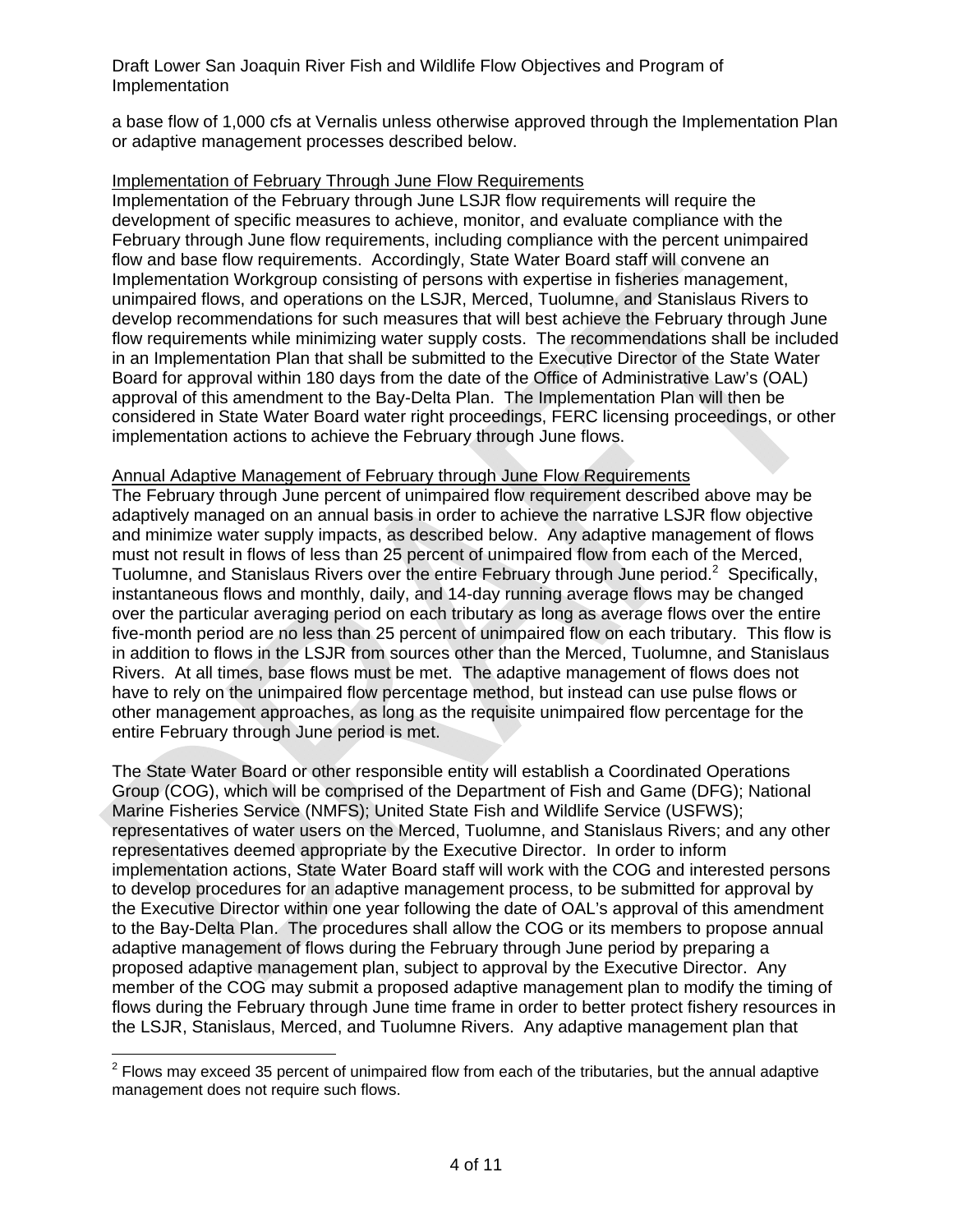a base flow of 1,000 cfs at Vernalis unless otherwise approved through the Implementation Plan or adaptive management processes described below.

Implementation of February Through June Flow Requirements

Implementation of the February through June LSJR flow requirements will require the development of specific measures to achieve, monitor, and evaluate compliance with the February through June flow requirements, including compliance with the percent unimpaired flow and base flow requirements. Accordingly, State Water Board staff will convene an Implementation Workgroup consisting of persons with expertise in fisheries management, unimpaired flows, and operations on the LSJR, Merced, Tuolumne, and Stanislaus Rivers to develop recommendations for such measures that will best achieve the February through June flow requirements while minimizing water supply costs. The recommendations shall be included in an Implementation Plan that shall be submitted to the Executive Director of the State Water Board for approval within 180 days from the date of the Office of Administrative Law's (OAL) approval of this amendment to the Bay-Delta Plan. The Implementation Plan will then be considered in State Water Board water right proceedings, FERC licensing proceedings, or other implementation actions to achieve the February through June flows.

Annual Adaptive Management of February through June Flow Requirements

The February through June percent of unimpaired flow requirement described above may be adaptively managed on an annual basis in order to achieve the narrative LSJR flow objective and minimize water supply impacts, as described below. Any adaptive management of flows must not result in flows of less than 25 percent of unimpaired flow from each of the Merced, Tuolumne, and Stanislaus Rivers over the entire February through June period.[2] Specifically, instantaneous flows and monthly, daily, and 14-day running average flows may be changed over the particular averaging period on each tributary as long as average flows over the entire five-month period are no less than 25 percent of unimpaired flow on each tributary. This flow is in addition to flows in the LSJR from sources other than the Merced, Tuolumne, and Stanislaus Rivers. At all times, base flows must be met. The adaptive management of flows does not have to rely on the unimpaired flow percentage method, but instead can use pulse flows or other management approaches, as long as the requisite unimpaired flow percentage for the entire February through June period is met.

The State Water Board or other responsible entity will establish a Coordinated Operations Group (COG), which will be comprised of the Department of Fish and Game (DFG); National Marine Fisheries Service (NMFS); United State Fish and Wildlife Service (USFWS); representatives of water users on the Merced, Tuolumne, and Stanislaus Rivers; and any other representatives deemed appropriate by the Executive Director. In order to inform implementation actions, State Water Board staff will work with the COG and interested persons to develop procedures for an adaptive management process, to be submitted for approval by the Executive Director within one year following the date of OAL's approval of this amendment to the Bay-Delta Plan. The procedures shall allow the COG or its members to propose annual adaptive management of flows during the February through June period by preparing a proposed adaptive management plan, subject to approval by the Executive Director. Any member of the COG may submit a proposed adaptive management plan to modify the timing of flows during the February through June time frame in order to better protect fishery resources in the LSJR, Stanislaus, Merced, and Tuolumne Rivers. Any adaptive management plan that

[2] Flows may exceed 35 percent of unimpaired flow from each of the tributaries, but the annual adaptive management does not require such flows.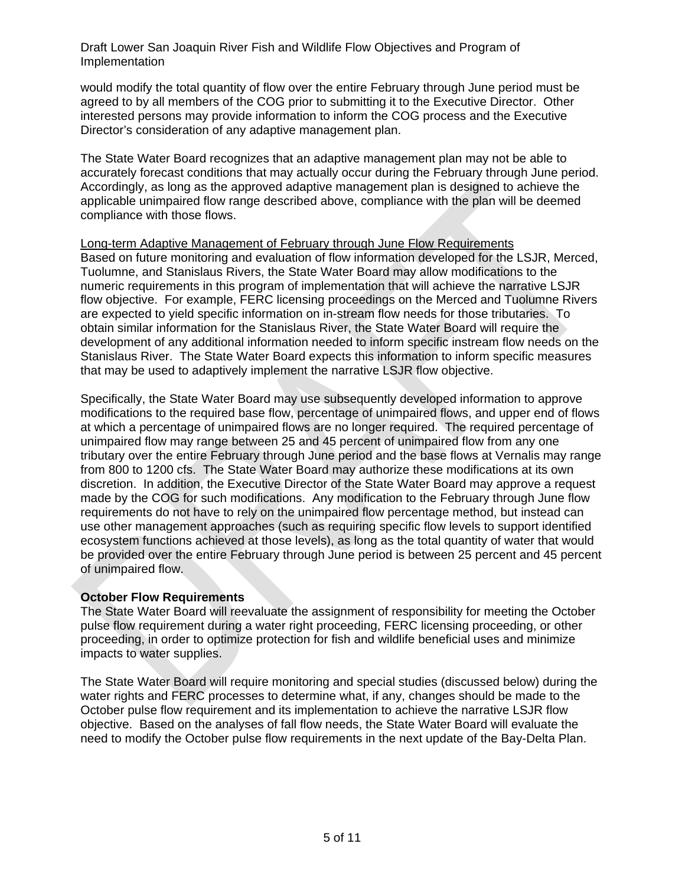would modify the total quantity of flow over the entire February through June period must be agreed to by all members of the COG prior to submitting it to the Executive Director. Other interested persons may provide information to inform the COG process and the Executive Director's consideration of any adaptive management plan.

The State Water Board recognizes that an adaptive management plan may not be able to accurately forecast conditions that may actually occur during the February through June period. Accordingly, as long as the approved adaptive management plan is designed to achieve the applicable unimpaired flow range described above, compliance with the plan will be deemed compliance with those flows.

Long-term Adaptive Management of February through June Flow Requirements

Based on future monitoring and evaluation of flow information developed for the LSJR, Merced, Tuolumne, and Stanislaus Rivers, the State Water Board may allow modifications to the numeric requirements in this program of implementation that will achieve the narrative LSJR flow objective. For example, FERC licensing proceedings on the Merced and Tuolumne Rivers are expected to yield specific information on in-stream flow needs for those tributaries. To obtain similar information for the Stanislaus River, the State Water Board will require the development of any additional information needed to inform specific instream flow needs on the Stanislaus River. The State Water Board expects this information to inform specific measures that may be used to adaptively implement the narrative LSJR flow objective.

Specifically, the State Water Board may use subsequently developed information to approve modifications to the required base flow, percentage of unimpaired flows, and upper end of flows at which a percentage of unimpaired flows are no longer required. The required percentage of unimpaired flow may range between 25 and 45 percent of unimpaired flow from any one tributary over the entire February through June period and the base flows at Vernalis may range from 800 to 1200 cfs. The State Water Board may authorize these modifications at its own discretion. In addition, the Executive Director of the State Water Board may approve a request made by the COG for such modifications. Any modification to the February through June flow requirements do not have to rely on the unimpaired flow percentage method, but instead can use other management approaches (such as requiring specific flow levels to support identified ecosystem functions achieved at those levels), as long as the total quantity of water that would be provided over the entire February through June period is between 25 percent and 45 percent of unimpaired flow.

**October Flow Requirements**

The State Water Board will reevaluate the assignment of responsibility for meeting the October pulse flow requirement during a water right proceeding, FERC licensing proceeding, or other proceeding, in order to optimize protection for fish and wildlife beneficial uses and minimize impacts to water supplies.

The State Water Board will require monitoring and special studies (discussed below) during the water rights and FERC processes to determine what, if any, changes should be made to the October pulse flow requirement and its implementation to achieve the narrative LSJR flow objective. Based on the analyses of fall flow needs, the State Water Board will evaluate the need to modify the October pulse flow requirements in the next update of the Bay-Delta Plan.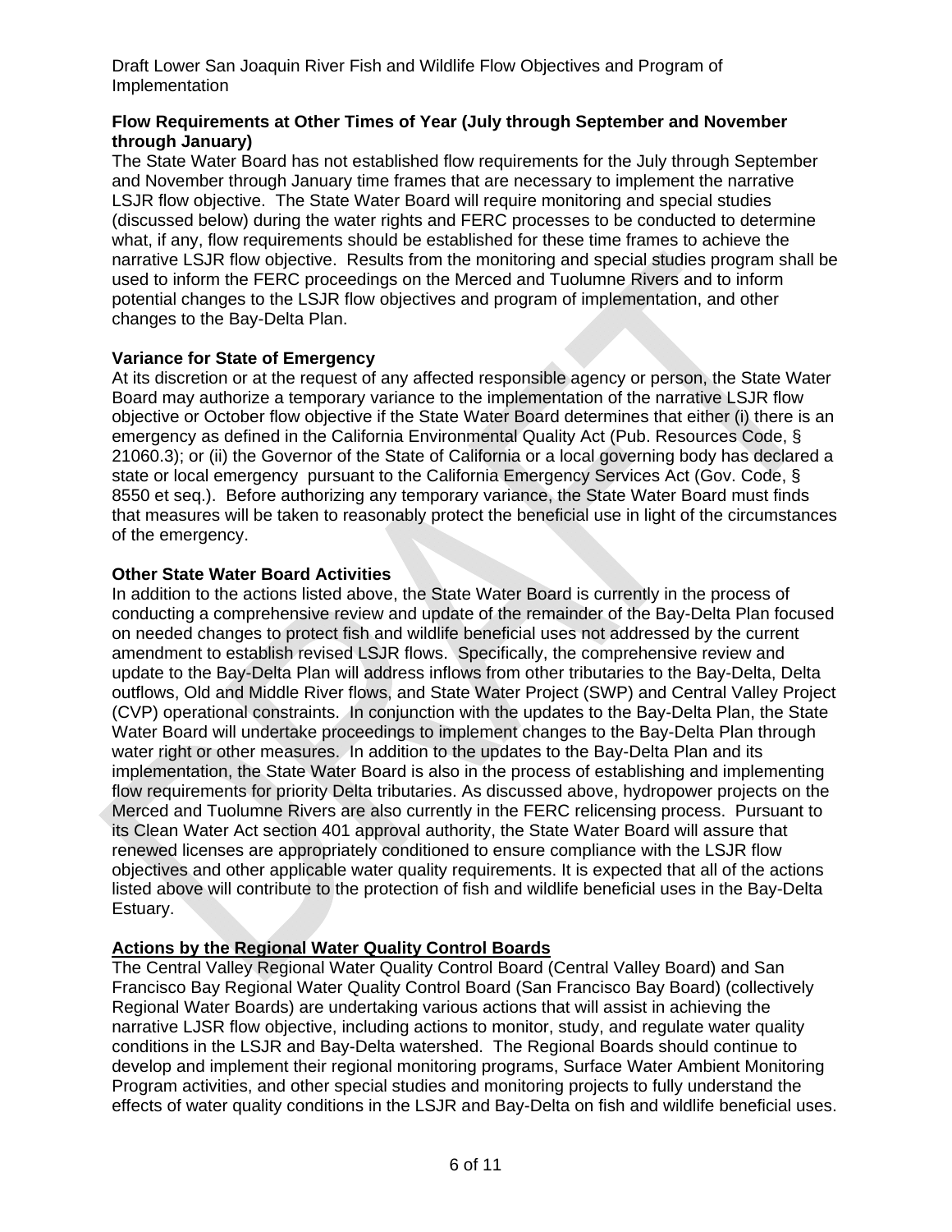**Flow Requirements at Other Times of Year (July through September and November through January)**

The State Water Board has not established flow requirements for the July through September and November through January time frames that are necessary to implement the narrative LSJR flow objective. The State Water Board will require monitoring and special studies (discussed below) during the water rights and FERC processes to be conducted to determine what, if any, flow requirements should be established for these time frames to achieve the narrative LSJR flow objective. Results from the monitoring and special studies program shall be used to inform the FERC proceedings on the Merced and Tuolumne Rivers and to inform potential changes to the LSJR flow objectives and program of implementation, and other changes to the Bay-Delta Plan.

**Variance for State of Emergency**

At its discretion or at the request of any affected responsible agency or person, the State Water Board may authorize a temporary variance to the implementation of the narrative LSJR flow objective or October flow objective if the State Water Board determines that either (i) there is an emergency as defined in the California Environmental Quality Act (Pub. Resources Code, § 21060.3); or (ii) the Governor of the State of California or a local governing body has declared a state or local emergency pursuant to the California Emergency Services Act (Gov. Code, § 8550 et seq.). Before authorizing any temporary variance, the State Water Board must finds that measures will be taken to reasonably protect the beneficial use in light of the circumstances of the emergency.

**Other State Water Board Activities**

In addition to the actions listed above, the State Water Board is currently in the process of conducting a comprehensive review and update of the remainder of the Bay-Delta Plan focused on needed changes to protect fish and wildlife beneficial uses not addressed by the current amendment to establish revised LSJR flows. Specifically, the comprehensive review and update to the Bay-Delta Plan will address inflows from other tributaries to the Bay-Delta, Delta outflows, Old and Middle River flows, and State Water Project (SWP) and Central Valley Project (CVP) operational constraints. In conjunction with the updates to the Bay-Delta Plan, the State Water Board will undertake proceedings to implement changes to the Bay-Delta Plan through water right or other measures. In addition to the updates to the Bay-Delta Plan and its implementation, the State Water Board is also in the process of establishing and implementing flow requirements for priority Delta tributaries. As discussed above, hydropower projects on the Merced and Tuolumne Rivers are also currently in the FERC relicensing process. Pursuant to its Clean Water Act section 401 approval authority, the State Water Board will assure that renewed licenses are appropriately conditioned to ensure compliance with the LSJR flow objectives and other applicable water quality requirements. It is expected that all of the actions listed above will contribute to the protection of fish and wildlife beneficial uses in the Bay-Delta Estuary.

**Actions by the Regional Water Quality Control Boards**

The Central Valley Regional Water Quality Control Board (Central Valley Board) and San Francisco Bay Regional Water Quality Control Board (San Francisco Bay Board) (collectively Regional Water Boards) are undertaking various actions that will assist in achieving the narrative LJSR flow objective, including actions to monitor, study, and regulate water quality conditions in the LSJR and Bay-Delta watershed. The Regional Boards should continue to develop and implement their regional monitoring programs, Surface Water Ambient Monitoring Program activities, and other special studies and monitoring projects to fully understand the effects of water quality conditions in the LSJR and Bay-Delta on fish and wildlife beneficial uses.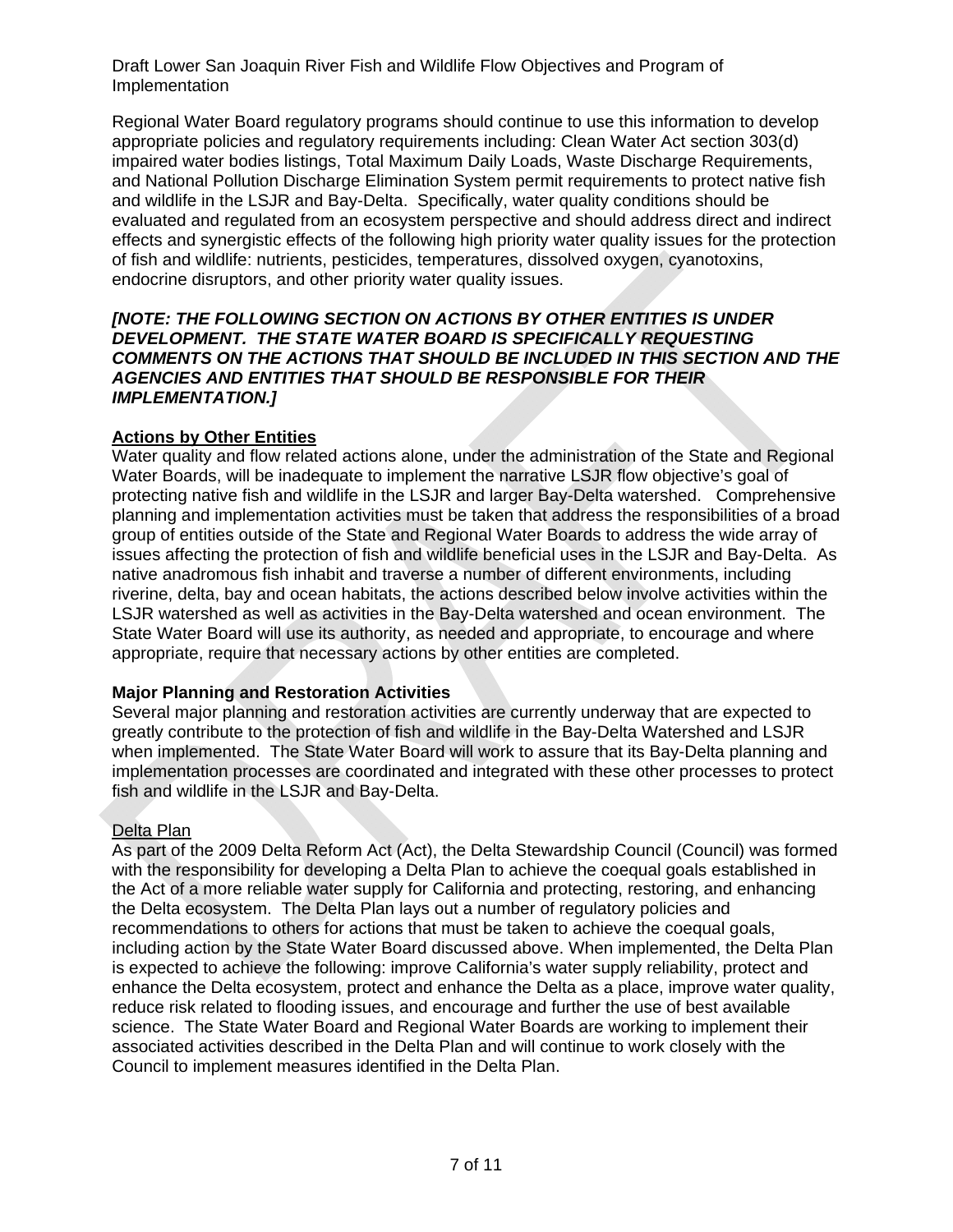Regional Water Board regulatory programs should continue to use this information to develop appropriate policies and regulatory requirements including: Clean Water Act section 303(d) impaired water bodies listings, Total Maximum Daily Loads, Waste Discharge Requirements, and National Pollution Discharge Elimination System permit requirements to protect native fish and wildlife in the LSJR and Bay-Delta. Specifically, water quality conditions should be evaluated and regulated from an ecosystem perspective and should address direct and indirect effects and synergistic effects of the following high priority water quality issues for the protection of fish and wildlife: nutrients, pesticides, temperatures, dissolved oxygen, cyanotoxins, endocrine disruptors, and other priority water quality issues.

***[NOTE: THE FOLLOWING SECTION ON ACTIONS BY OTHER ENTITIES IS UNDER DEVELOPMENT. THE STATE WATER BOARD IS SPECIFICALLY REQUESTING COMMENTS ON THE ACTIONS THAT SHOULD BE INCLUDED IN THIS SECTION AND THE AGENCIES AND ENTITIES THAT SHOULD BE RESPONSIBLE FOR THEIR IMPLEMENTATION.]***

## Actions by Other Entities

Water quality and flow related actions alone, under the administration of the State and Regional Water Boards, will be inadequate to implement the narrative LSJR flow objective's goal of protecting native fish and wildlife in the LSJR and larger Bay-Delta watershed. Comprehensive planning and implementation activities must be taken that address the responsibilities of a broad group of entities outside of the State and Regional Water Boards to address the wide array of issues affecting the protection of fish and wildlife beneficial uses in the LSJR and Bay-Delta. As native anadromous fish inhabit and traverse a number of different environments, including riverine, delta, bay and ocean habitats, the actions described below involve activities within the LSJR watershed as well as activities in the Bay-Delta watershed and ocean environment. The State Water Board will use its authority, as needed and appropriate, to encourage and where appropriate, require that necessary actions by other entities are completed.

### Major Planning and Restoration Activities

Several major planning and restoration activities are currently underway that are expected to greatly contribute to the protection of fish and wildlife in the Bay-Delta Watershed and LSJR when implemented. The State Water Board will work to assure that its Bay-Delta planning and implementation processes are coordinated and integrated with these other processes to protect fish and wildlife in the LSJR and Bay-Delta.

#### Delta Plan

As part of the 2009 Delta Reform Act (Act), the Delta Stewardship Council (Council) was formed with the responsibility for developing a Delta Plan to achieve the coequal goals established in the Act of a more reliable water supply for California and protecting, restoring, and enhancing the Delta ecosystem. The Delta Plan lays out a number of regulatory policies and recommendations to others for actions that must be taken to achieve the coequal goals, including action by the State Water Board discussed above. When implemented, the Delta Plan is expected to achieve the following: improve California's water supply reliability, protect and enhance the Delta ecosystem, protect and enhance the Delta as a place, improve water quality, reduce risk related to flooding issues, and encourage and further the use of best available science. The State Water Board and Regional Water Boards are working to implement their associated activities described in the Delta Plan and will continue to work closely with the Council to implement measures identified in the Delta Plan.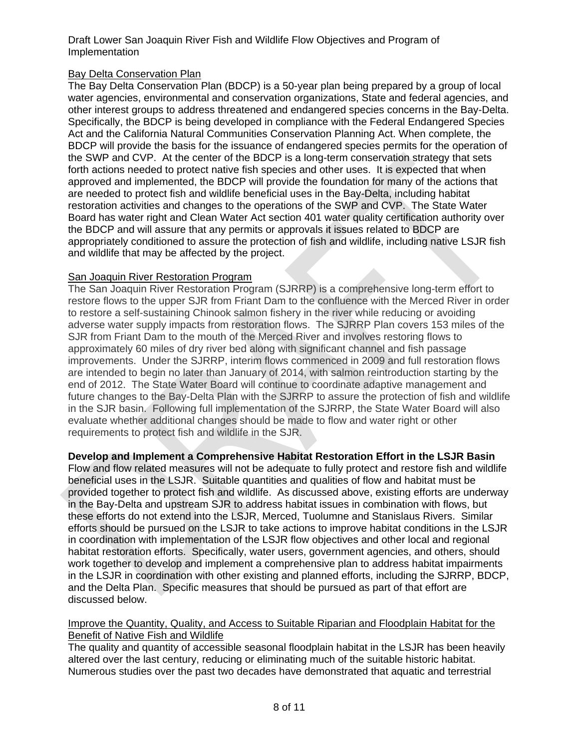### Bay Delta Conservation Plan

The Bay Delta Conservation Plan (BDCP) is a 50-year plan being prepared by a group of local water agencies, environmental and conservation organizations, State and federal agencies, and other interest groups to address threatened and endangered species concerns in the Bay-Delta. Specifically, the BDCP is being developed in compliance with the Federal Endangered Species Act and the California Natural Communities Conservation Planning Act. When complete, the BDCP will provide the basis for the issuance of endangered species permits for the operation of the SWP and CVP. At the center of the BDCP is a long-term conservation strategy that sets forth actions needed to protect native fish species and other uses. It is expected that when approved and implemented, the BDCP will provide the foundation for many of the actions that are needed to protect fish and wildlife beneficial uses in the Bay-Delta, including habitat restoration activities and changes to the operations of the SWP and CVP. The State Water Board has water right and Clean Water Act section 401 water quality certification authority over the BDCP and will assure that any permits or approvals it issues related to BDCP are appropriately conditioned to assure the protection of fish and wildlife, including native LSJR fish and wildlife that may be affected by the project.

### San Joaquin River Restoration Program

The San Joaquin River Restoration Program (SJRRP) is a comprehensive long-term effort to restore flows to the upper SJR from Friant Dam to the confluence with the Merced River in order to restore a self-sustaining Chinook salmon fishery in the river while reducing or avoiding adverse water supply impacts from restoration flows. The SJRRP Plan covers 153 miles of the SJR from Friant Dam to the mouth of the Merced River and involves restoring flows to approximately 60 miles of dry river bed along with significant channel and fish passage improvements. Under the SJRRP, interim flows commenced in 2009 and full restoration flows are intended to begin no later than January of 2014, with salmon reintroduction starting by the end of 2012. The State Water Board will continue to coordinate adaptive management and future changes to the Bay-Delta Plan with the SJRRP to assure the protection of fish and wildlife in the SJR basin. Following full implementation of the SJRRP, the State Water Board will also evaluate whether additional changes should be made to flow and water right or other requirements to protect fish and wildlife in the SJR.

## Develop and Implement a Comprehensive Habitat Restoration Effort in the LSJR Basin

Flow and flow related measures will not be adequate to fully protect and restore fish and wildlife beneficial uses in the LSJR. Suitable quantities and qualities of flow and habitat must be provided together to protect fish and wildlife. As discussed above, existing efforts are underway in the Bay-Delta and upstream SJR to address habitat issues in combination with flows, but these efforts do not extend into the LSJR, Merced, Tuolumne and Stanislaus Rivers. Similar efforts should be pursued on the LSJR to take actions to improve habitat conditions in the LSJR in coordination with implementation of the LSJR flow objectives and other local and regional habitat restoration efforts. Specifically, water users, government agencies, and others, should work together to develop and implement a comprehensive plan to address habitat impairments in the LSJR in coordination with other existing and planned efforts, including the SJRRP, BDCP, and the Delta Plan. Specific measures that should be pursued as part of that effort are discussed below.

### Improve the Quantity, Quality, and Access to Suitable Riparian and Floodplain Habitat for the Benefit of Native Fish and Wildlife

The quality and quantity of accessible seasonal floodplain habitat in the LSJR has been heavily altered over the last century, reducing or eliminating much of the suitable historic habitat. Numerous studies over the past two decades have demonstrated that aquatic and terrestrial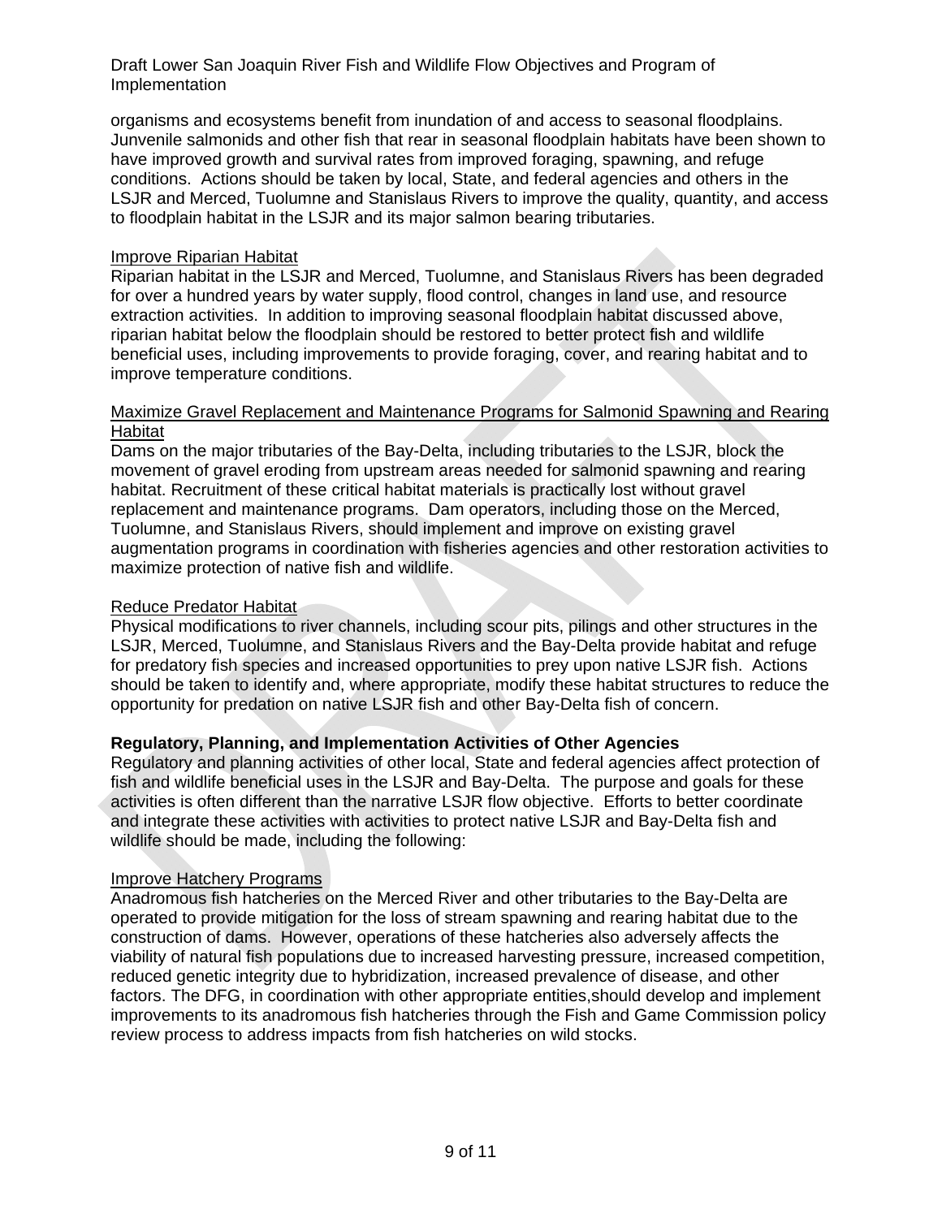organisms and ecosystems benefit from inundation of and access to seasonal floodplains. Junvenile salmonids and other fish that rear in seasonal floodplain habitats have been shown to have improved growth and survival rates from improved foraging, spawning, and refuge conditions. Actions should be taken by local, State, and federal agencies and others in the LSJR and Merced, Tuolumne and Stanislaus Rivers to improve the quality, quantity, and access to floodplain habitat in the LSJR and its major salmon bearing tributaries.

Improve Riparian Habitat

Riparian habitat in the LSJR and Merced, Tuolumne, and Stanislaus Rivers has been degraded for over a hundred years by water supply, flood control, changes in land use, and resource extraction activities. In addition to improving seasonal floodplain habitat discussed above, riparian habitat below the floodplain should be restored to better protect fish and wildlife beneficial uses, including improvements to provide foraging, cover, and rearing habitat and to improve temperature conditions.

Maximize Gravel Replacement and Maintenance Programs for Salmonid Spawning and Rearing Habitat

Dams on the major tributaries of the Bay-Delta, including tributaries to the LSJR, block the movement of gravel eroding from upstream areas needed for salmonid spawning and rearing habitat. Recruitment of these critical habitat materials is practically lost without gravel replacement and maintenance programs. Dam operators, including those on the Merced, Tuolumne, and Stanislaus Rivers, should implement and improve on existing gravel augmentation programs in coordination with fisheries agencies and other restoration activities to maximize protection of native fish and wildlife.

Reduce Predator Habitat

Physical modifications to river channels, including scour pits, pilings and other structures in the LSJR, Merced, Tuolumne, and Stanislaus Rivers and the Bay-Delta provide habitat and refuge for predatory fish species and increased opportunities to prey upon native LSJR fish. Actions should be taken to identify and, where appropriate, modify these habitat structures to reduce the opportunity for predation on native LSJR fish and other Bay-Delta fish of concern.

**Regulatory, Planning, and Implementation Activities of Other Agencies**

Regulatory and planning activities of other local, State and federal agencies affect protection of fish and wildlife beneficial uses in the LSJR and Bay-Delta. The purpose and goals for these activities is often different than the narrative LSJR flow objective. Efforts to better coordinate and integrate these activities with activities to protect native LSJR and Bay-Delta fish and wildlife should be made, including the following:

Improve Hatchery Programs

Anadromous fish hatcheries on the Merced River and other tributaries to the Bay-Delta are operated to provide mitigation for the loss of stream spawning and rearing habitat due to the construction of dams. However, operations of these hatcheries also adversely affects the viability of natural fish populations due to increased harvesting pressure, increased competition, reduced genetic integrity due to hybridization, increased prevalence of disease, and other factors. The DFG, in coordination with other appropriate entities,should develop and implement improvements to its anadromous fish hatcheries through the Fish and Game Commission policy review process to address impacts from fish hatcheries on wild stocks.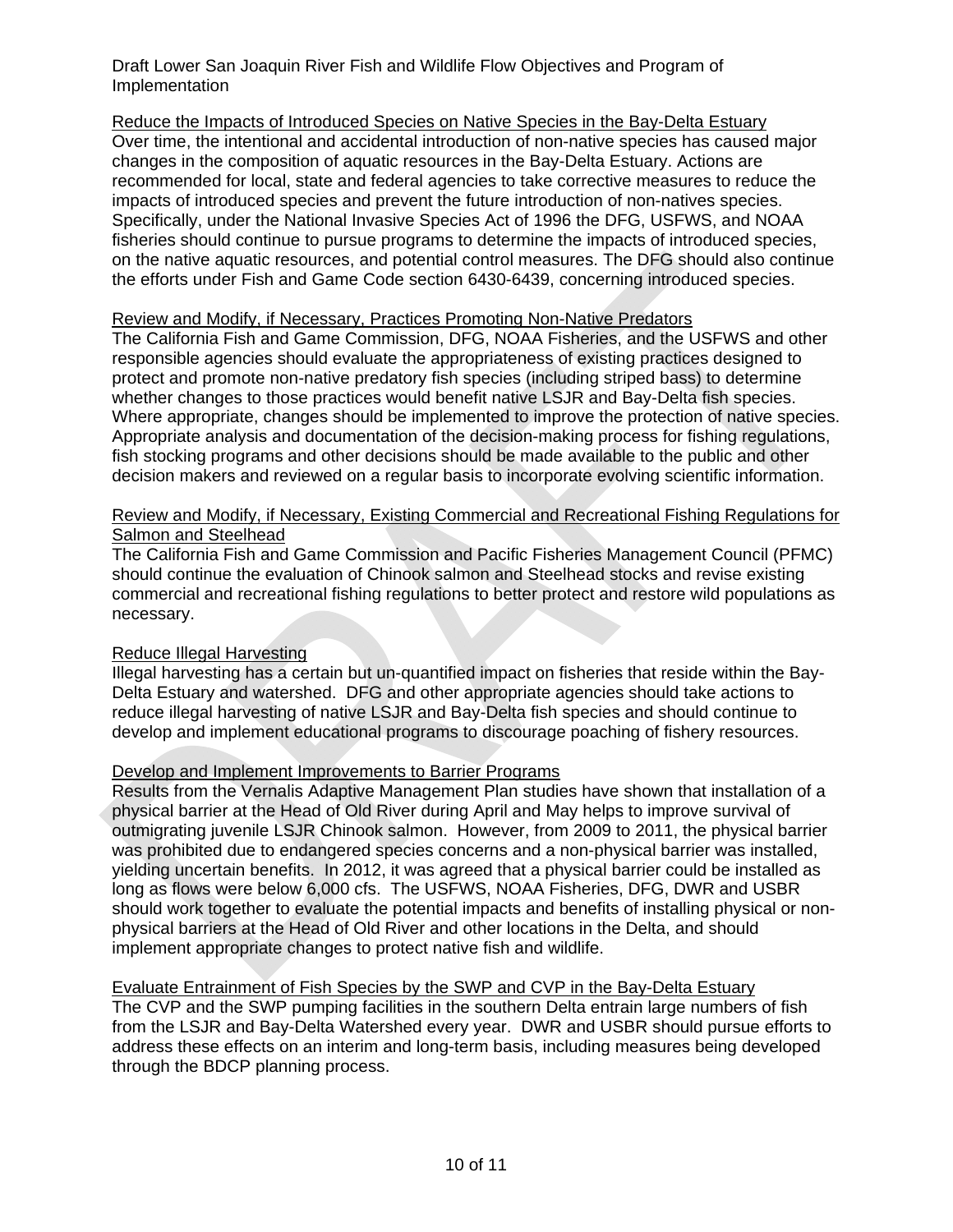Reduce the Impacts of Introduced Species on Native Species in the Bay-Delta Estuary

Over time, the intentional and accidental introduction of non-native species has caused major changes in the composition of aquatic resources in the Bay-Delta Estuary. Actions are recommended for local, state and federal agencies to take corrective measures to reduce the impacts of introduced species and prevent the future introduction of non-natives species. Specifically, under the National Invasive Species Act of 1996 the DFG, USFWS, and NOAA fisheries should continue to pursue programs to determine the impacts of introduced species, on the native aquatic resources, and potential control measures. The DFG should also continue the efforts under Fish and Game Code section 6430-6439, concerning introduced species.

Review and Modify, if Necessary, Practices Promoting Non-Native Predators

The California Fish and Game Commission, DFG, NOAA Fisheries, and the USFWS and other responsible agencies should evaluate the appropriateness of existing practices designed to protect and promote non-native predatory fish species (including striped bass) to determine whether changes to those practices would benefit native LSJR and Bay-Delta fish species. Where appropriate, changes should be implemented to improve the protection of native species. Appropriate analysis and documentation of the decision-making process for fishing regulations, fish stocking programs and other decisions should be made available to the public and other decision makers and reviewed on a regular basis to incorporate evolving scientific information.

Review and Modify, if Necessary, Existing Commercial and Recreational Fishing Regulations for Salmon and Steelhead

The California Fish and Game Commission and Pacific Fisheries Management Council (PFMC) should continue the evaluation of Chinook salmon and Steelhead stocks and revise existing commercial and recreational fishing regulations to better protect and restore wild populations as necessary.

Reduce Illegal Harvesting

Illegal harvesting has a certain but un-quantified impact on fisheries that reside within the Bay-Delta Estuary and watershed. DFG and other appropriate agencies should take actions to reduce illegal harvesting of native LSJR and Bay-Delta fish species and should continue to develop and implement educational programs to discourage poaching of fishery resources.

Develop and Implement Improvements to Barrier Programs

Results from the Vernalis Adaptive Management Plan studies have shown that installation of a physical barrier at the Head of Old River during April and May helps to improve survival of outmigrating juvenile LSJR Chinook salmon. However, from 2009 to 2011, the physical barrier was prohibited due to endangered species concerns and a non-physical barrier was installed, yielding uncertain benefits. In 2012, it was agreed that a physical barrier could be installed as long as flows were below 6,000 cfs. The USFWS, NOAA Fisheries, DFG, DWR and USBR should work together to evaluate the potential impacts and benefits of installing physical or non-physical barriers at the Head of Old River and other locations in the Delta, and should implement appropriate changes to protect native fish and wildlife.

Evaluate Entrainment of Fish Species by the SWP and CVP in the Bay-Delta Estuary

The CVP and the SWP pumping facilities in the southern Delta entrain large numbers of fish from the LSJR and Bay-Delta Watershed every year. DWR and USBR should pursue efforts to address these effects on an interim and long-term basis, including measures being developed through the BDCP planning process.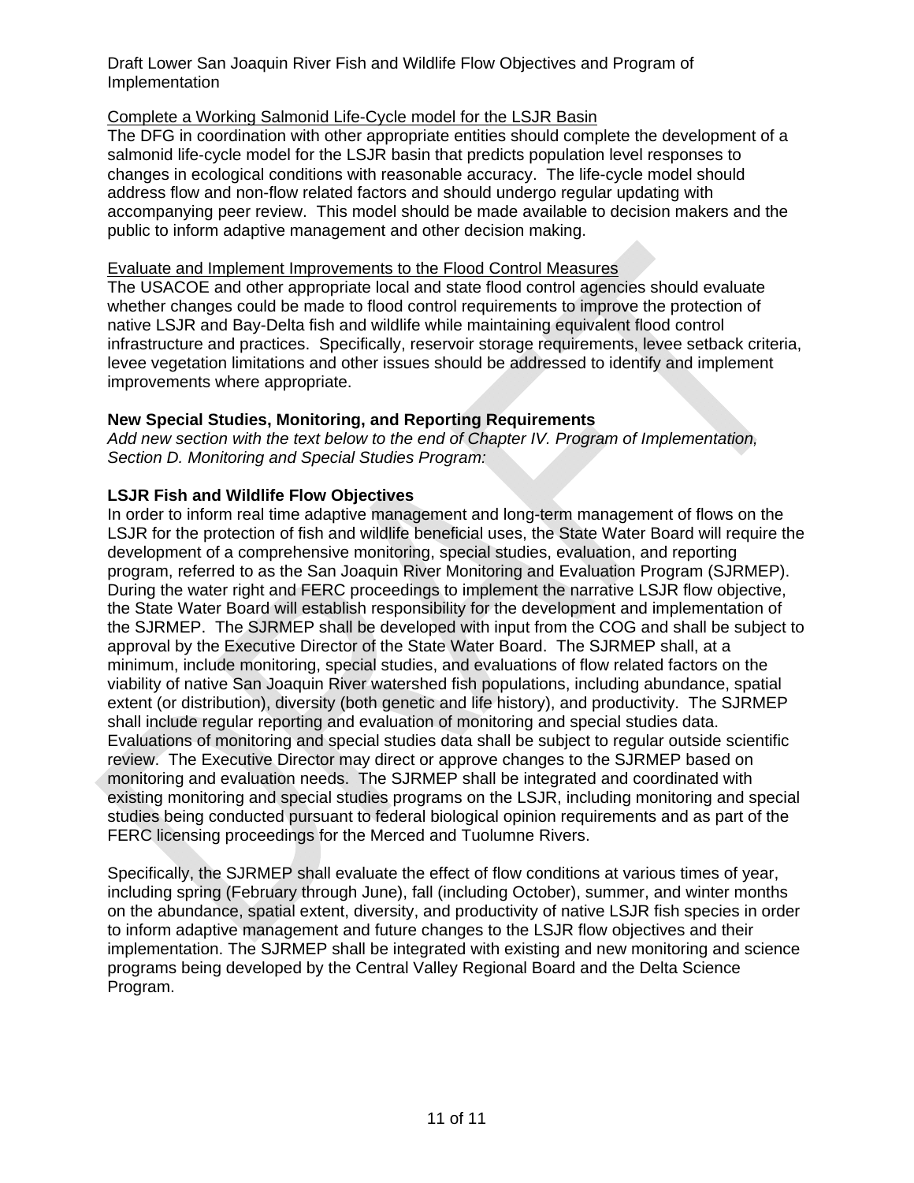Complete a Working Salmonid Life-Cycle model for the LSJR Basin

The DFG in coordination with other appropriate entities should complete the development of a salmonid life-cycle model for the LSJR basin that predicts population level responses to changes in ecological conditions with reasonable accuracy. The life-cycle model should address flow and non-flow related factors and should undergo regular updating with accompanying peer review. This model should be made available to decision makers and the public to inform adaptive management and other decision making.

Evaluate and Implement Improvements to the Flood Control Measures

The USACOE and other appropriate local and state flood control agencies should evaluate whether changes could be made to flood control requirements to improve the protection of native LSJR and Bay-Delta fish and wildlife while maintaining equivalent flood control infrastructure and practices. Specifically, reservoir storage requirements, levee setback criteria, levee vegetation limitations and other issues should be addressed to identify and implement improvements where appropriate.

**New Special Studies, Monitoring, and Reporting Requirements**

*Add new section with the text below to the end of Chapter IV. Program of Implementation, Section D. Monitoring and Special Studies Program:*

**LSJR Fish and Wildlife Flow Objectives**

In order to inform real time adaptive management and long-term management of flows on the LSJR for the protection of fish and wildlife beneficial uses, the State Water Board will require the development of a comprehensive monitoring, special studies, evaluation, and reporting program, referred to as the San Joaquin River Monitoring and Evaluation Program (SJRMEP). During the water right and FERC proceedings to implement the narrative LSJR flow objective, the State Water Board will establish responsibility for the development and implementation of the SJRMEP. The SJRMEP shall be developed with input from the COG and shall be subject to approval by the Executive Director of the State Water Board. The SJRMEP shall, at a minimum, include monitoring, special studies, and evaluations of flow related factors on the viability of native San Joaquin River watershed fish populations, including abundance, spatial extent (or distribution), diversity (both genetic and life history), and productivity. The SJRMEP shall include regular reporting and evaluation of monitoring and special studies data. Evaluations of monitoring and special studies data shall be subject to regular outside scientific review. The Executive Director may direct or approve changes to the SJRMEP based on monitoring and evaluation needs. The SJRMEP shall be integrated and coordinated with existing monitoring and special studies programs on the LSJR, including monitoring and special studies being conducted pursuant to federal biological opinion requirements and as part of the FERC licensing proceedings for the Merced and Tuolumne Rivers.

Specifically, the SJRMEP shall evaluate the effect of flow conditions at various times of year, including spring (February through June), fall (including October), summer, and winter months on the abundance, spatial extent, diversity, and productivity of native LSJR fish species in order to inform adaptive management and future changes to the LSJR flow objectives and their implementation. The SJRMEP shall be integrated with existing and new monitoring and science programs being developed by the Central Valley Regional Board and the Delta Science Program.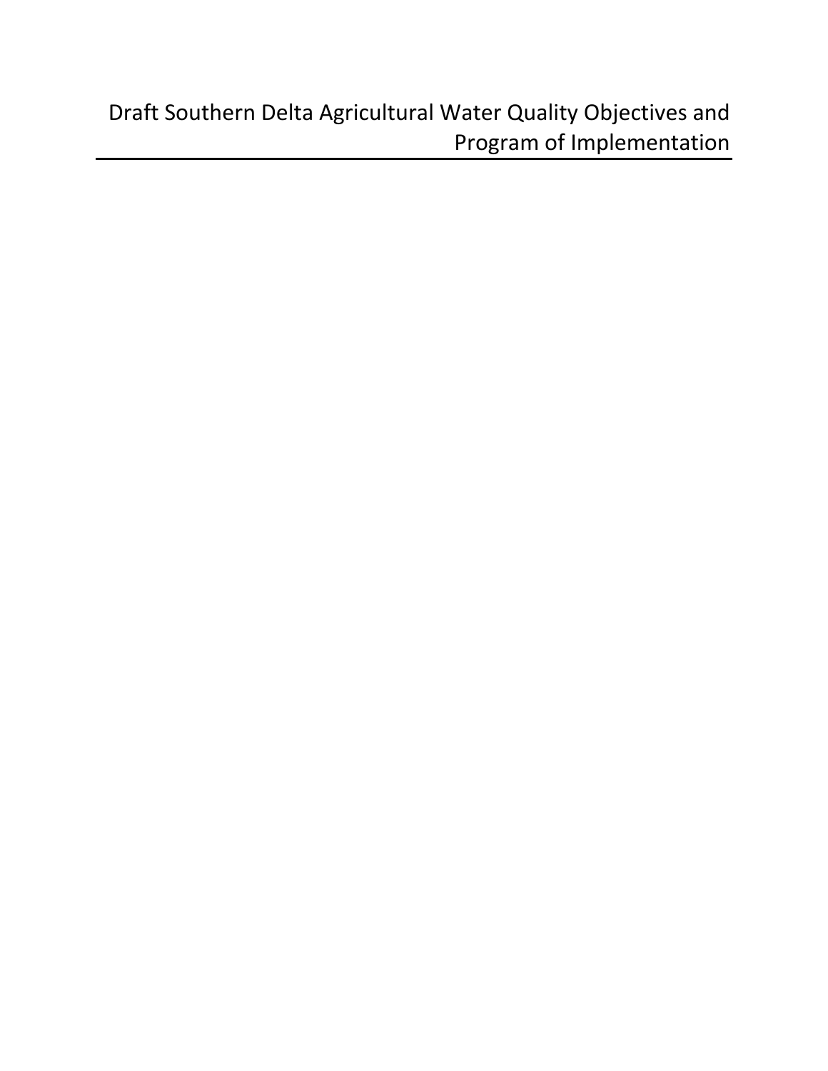# Draft Southern Delta Agricultural Water Quality Objectives and Program of Implementation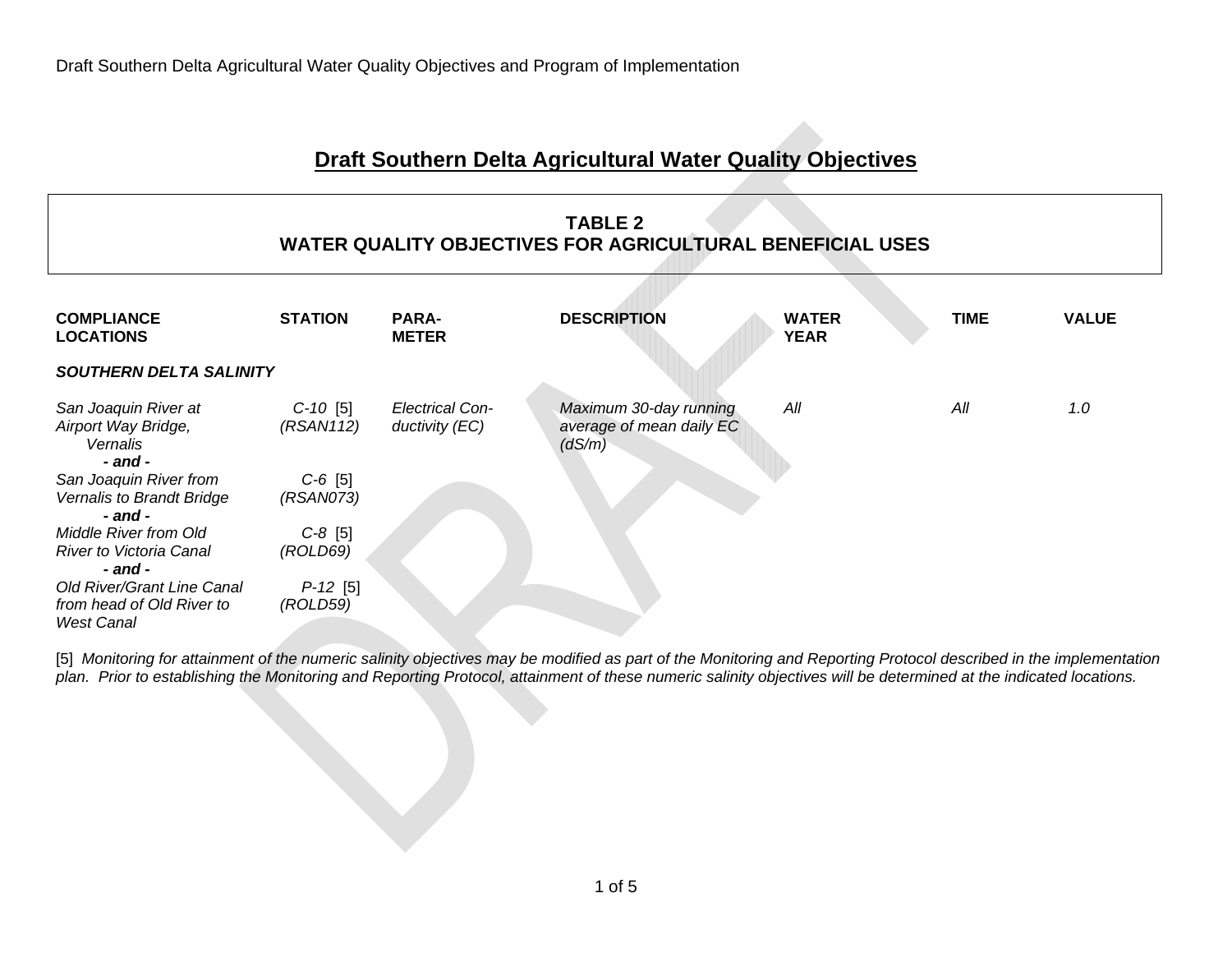## Draft Southern Delta Agricultural Water Quality Objectives

### TABLE 2
### WATER QUALITY OBJECTIVES FOR AGRICULTURAL BENEFICIAL USES

| COMPLIANCE LOCATIONS | STATION | PARA-METER | DESCRIPTION | WATER YEAR | TIME | VALUE |
|---|---|---|---|---|---|---|
| ***SOUTHERN DELTA SALINITY*** | | | | | | |
| *San Joaquin River at Airport Way Bridge, Vernalis* | *C-10* [5] *(RSAN112)* | *Electrical Con-ductivity (EC)* | *Maximum 30-day running average of mean daily EC (dS/m)* | *All* | *All* | *1.0* |
| ***- and -*** | | | | | | |
| *San Joaquin River from Vernalis to Brandt Bridge* | *C-6* [5] *(RSAN073)* | | | | | |
| ***- and -*** | | | | | | |
| *Middle River from Old River to Victoria Canal* | *C-8* [5] *(ROLD69)* | | | | | |
| ***- and -*** | | | | | | |
| *Old River/Grant Line Canal from head of Old River to West Canal* | *P-12* [5] *(ROLD59)* | | | | | |

[5] *Monitoring for attainment of the numeric salinity objectives may be modified as part of the Monitoring and Reporting Protocol described in the implementation plan. Prior to establishing the Monitoring and Reporting Protocol, attainment of these numeric salinity objectives will be determined at the indicated locations.*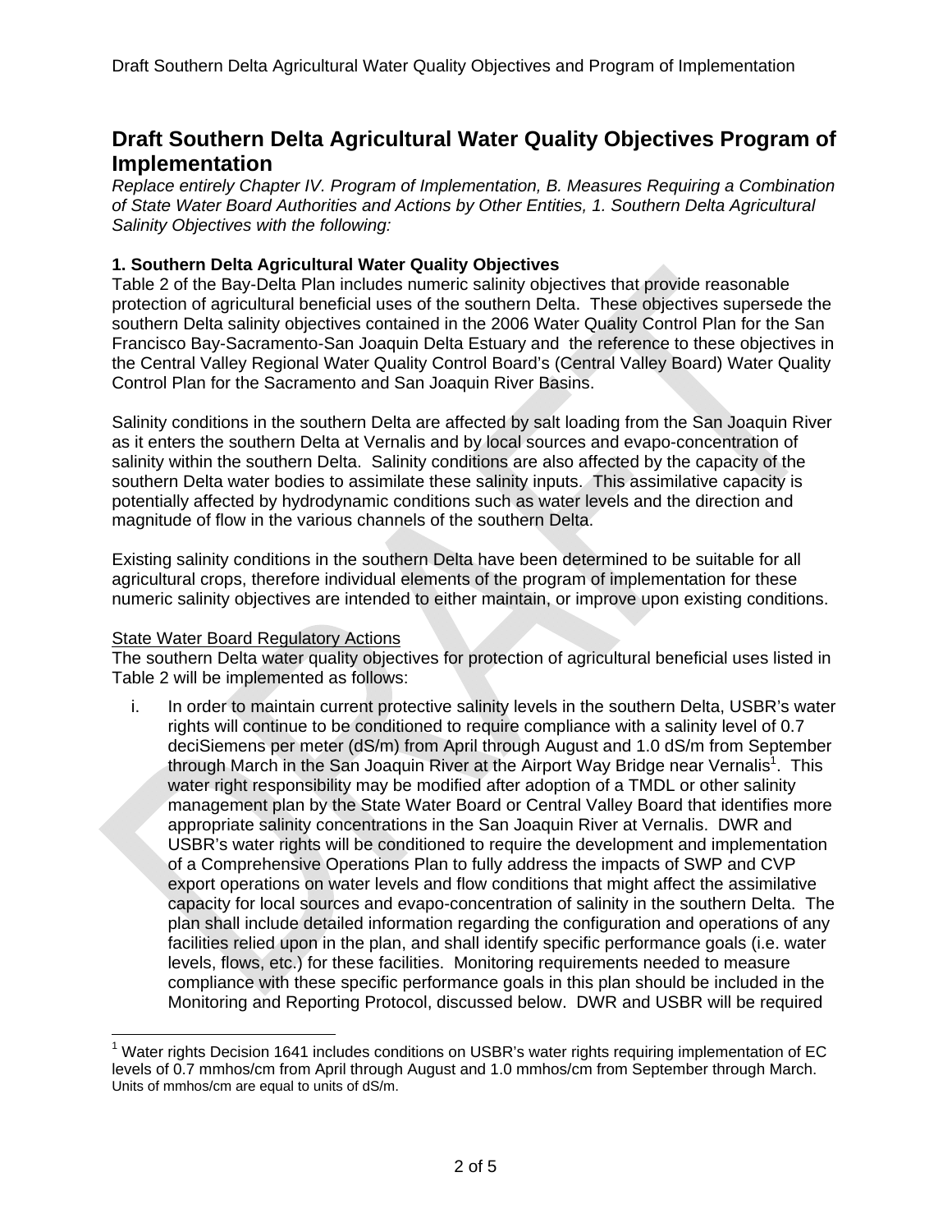# Draft Southern Delta Agricultural Water Quality Objectives Program of Implementation

*Replace entirely Chapter IV. Program of Implementation, B. Measures Requiring a Combination of State Water Board Authorities and Actions by Other Entities, 1. Southern Delta Agricultural Salinity Objectives with the following:*

**1. Southern Delta Agricultural Water Quality Objectives**

Table 2 of the Bay-Delta Plan includes numeric salinity objectives that provide reasonable protection of agricultural beneficial uses of the southern Delta. These objectives supersede the southern Delta salinity objectives contained in the 2006 Water Quality Control Plan for the San Francisco Bay-Sacramento-San Joaquin Delta Estuary and the reference to these objectives in the Central Valley Regional Water Quality Control Board's (Central Valley Board) Water Quality Control Plan for the Sacramento and San Joaquin River Basins.

Salinity conditions in the southern Delta are affected by salt loading from the San Joaquin River as it enters the southern Delta at Vernalis and by local sources and evapo-concentration of salinity within the southern Delta. Salinity conditions are also affected by the capacity of the southern Delta water bodies to assimilate these salinity inputs. This assimilative capacity is potentially affected by hydrodynamic conditions such as water levels and the direction and magnitude of flow in the various channels of the southern Delta.

Existing salinity conditions in the southern Delta have been determined to be suitable for all agricultural crops, therefore individual elements of the program of implementation for these numeric salinity objectives are intended to either maintain, or improve upon existing conditions.

<u>State Water Board Regulatory Actions</u>

The southern Delta water quality objectives for protection of agricultural beneficial uses listed in Table 2 will be implemented as follows:

i. In order to maintain current protective salinity levels in the southern Delta, USBR's water rights will continue to be conditioned to require compliance with a salinity level of 0.7 deciSiemens per meter (dS/m) from April through August and 1.0 dS/m from September through March in the San Joaquin River at the Airport Way Bridge near Vernalis[1]. This water right responsibility may be modified after adoption of a TMDL or other salinity management plan by the State Water Board or Central Valley Board that identifies more appropriate salinity concentrations in the San Joaquin River at Vernalis. DWR and USBR's water rights will be conditioned to require the development and implementation of a Comprehensive Operations Plan to fully address the impacts of SWP and CVP export operations on water levels and flow conditions that might affect the assimilative capacity for local sources and evapo-concentration of salinity in the southern Delta. The plan shall include detailed information regarding the configuration and operations of any facilities relied upon in the plan, and shall identify specific performance goals (i.e. water levels, flows, etc.) for these facilities. Monitoring requirements needed to measure compliance with these specific performance goals in this plan should be included in the Monitoring and Reporting Protocol, discussed below. DWR and USBR will be required

[1] Water rights Decision 1641 includes conditions on USBR's water rights requiring implementation of EC levels of 0.7 mmhos/cm from April through August and 1.0 mmhos/cm from September through March. Units of mmhos/cm are equal to units of dS/m.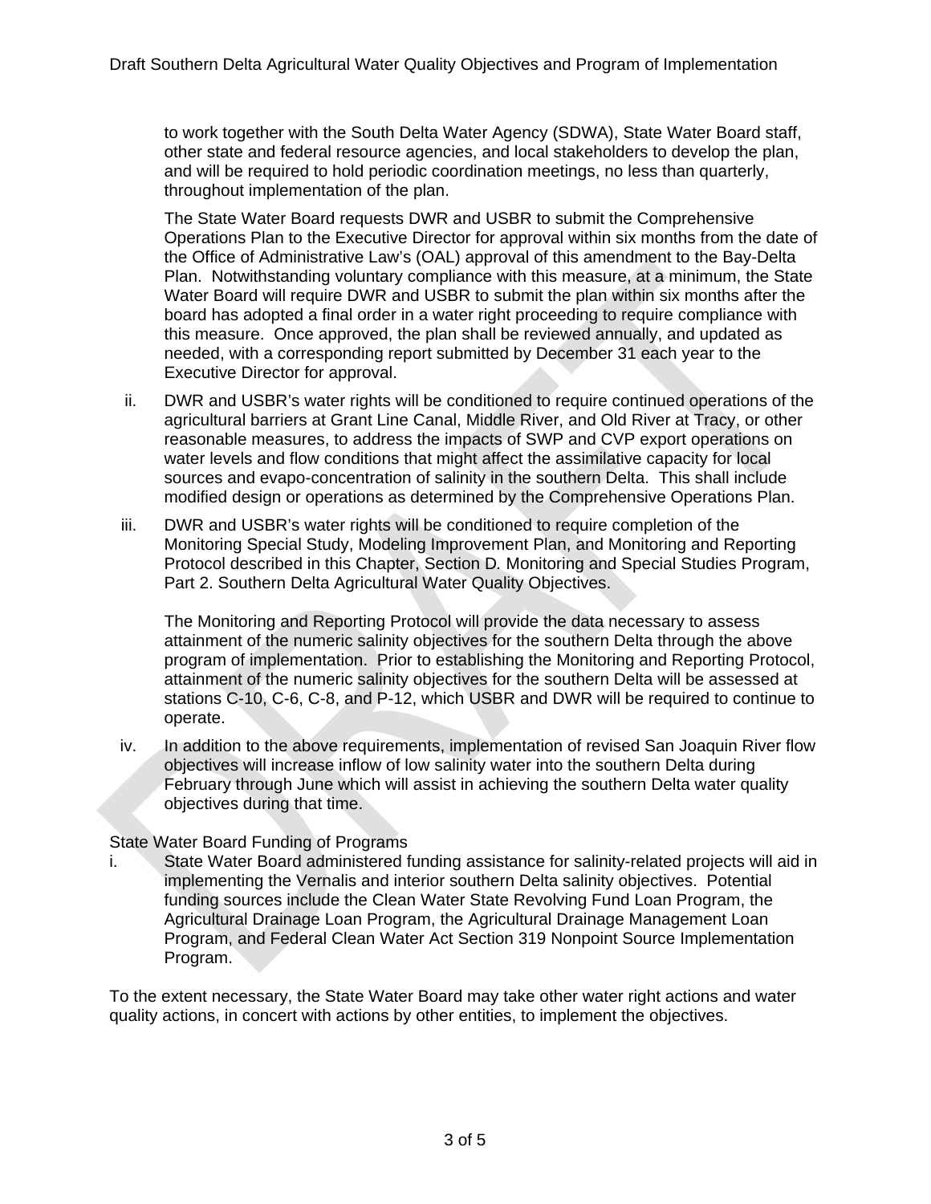to work together with the South Delta Water Agency (SDWA), State Water Board staff, other state and federal resource agencies, and local stakeholders to develop the plan, and will be required to hold periodic coordination meetings, no less than quarterly, throughout implementation of the plan.

The State Water Board requests DWR and USBR to submit the Comprehensive Operations Plan to the Executive Director for approval within six months from the date of the Office of Administrative Law's (OAL) approval of this amendment to the Bay-Delta Plan. Notwithstanding voluntary compliance with this measure, at a minimum, the State Water Board will require DWR and USBR to submit the plan within six months after the board has adopted a final order in a water right proceeding to require compliance with this measure. Once approved, the plan shall be reviewed annually, and updated as needed, with a corresponding report submitted by December 31 each year to the Executive Director for approval.

ii. DWR and USBR's water rights will be conditioned to require continued operations of the agricultural barriers at Grant Line Canal, Middle River, and Old River at Tracy, or other reasonable measures, to address the impacts of SWP and CVP export operations on water levels and flow conditions that might affect the assimilative capacity for local sources and evapo-concentration of salinity in the southern Delta. This shall include modified design or operations as determined by the Comprehensive Operations Plan.

iii. DWR and USBR's water rights will be conditioned to require completion of the Monitoring Special Study, Modeling Improvement Plan, and Monitoring and Reporting Protocol described in this Chapter, Section D. Monitoring and Special Studies Program, Part 2. Southern Delta Agricultural Water Quality Objectives.

The Monitoring and Reporting Protocol will provide the data necessary to assess attainment of the numeric salinity objectives for the southern Delta through the above program of implementation. Prior to establishing the Monitoring and Reporting Protocol, attainment of the numeric salinity objectives for the southern Delta will be assessed at stations C-10, C-6, C-8, and P-12, which USBR and DWR will be required to continue to operate.

iv. In addition to the above requirements, implementation of revised San Joaquin River flow objectives will increase inflow of low salinity water into the southern Delta during February through June which will assist in achieving the southern Delta water quality objectives during that time.

State Water Board Funding of Programs

i. State Water Board administered funding assistance for salinity-related projects will aid in implementing the Vernalis and interior southern Delta salinity objectives. Potential funding sources include the Clean Water State Revolving Fund Loan Program, the Agricultural Drainage Loan Program, the Agricultural Drainage Management Loan Program, and Federal Clean Water Act Section 319 Nonpoint Source Implementation Program.

To the extent necessary, the State Water Board may take other water right actions and water quality actions, in concert with actions by other entities, to implement the objectives.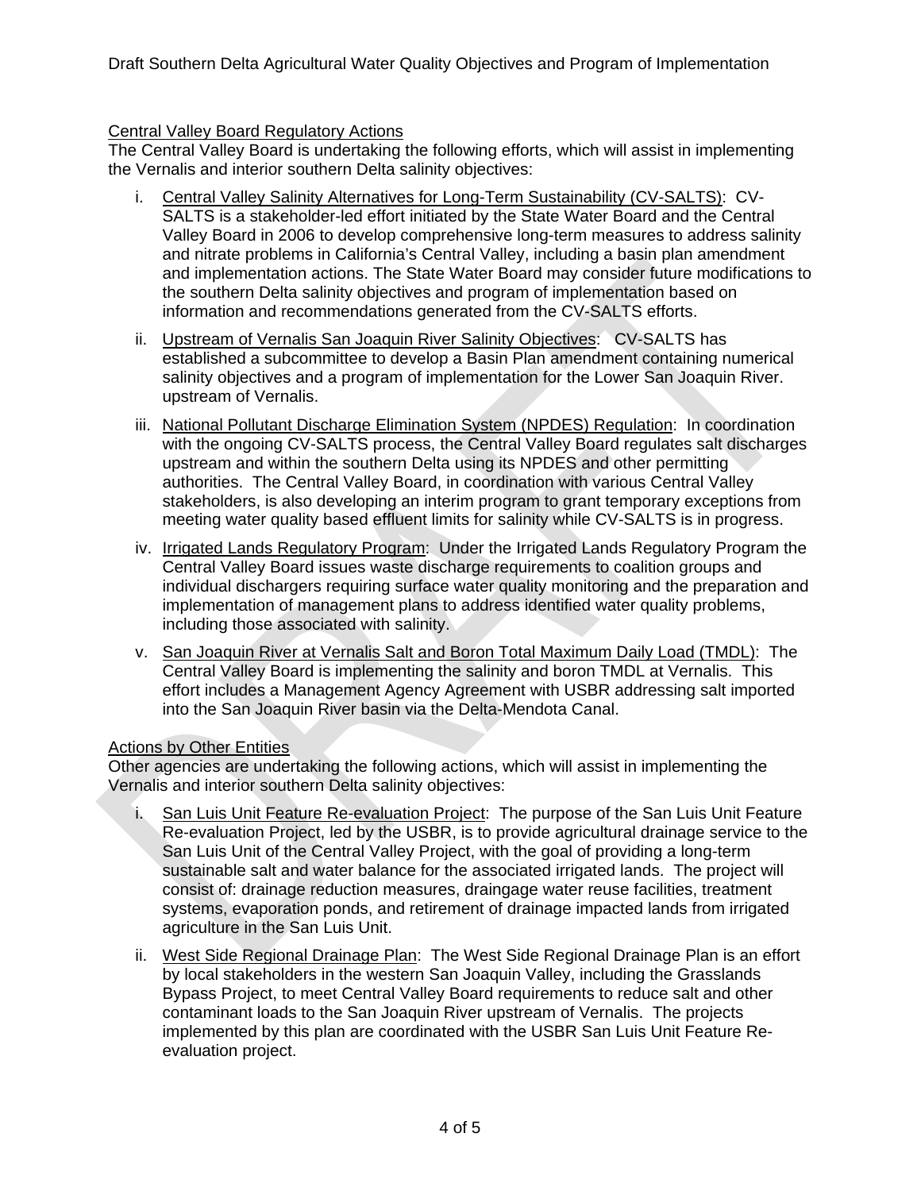Central Valley Board Regulatory Actions

The Central Valley Board is undertaking the following efforts, which will assist in implementing the Vernalis and interior southern Delta salinity objectives:

i. Central Valley Salinity Alternatives for Long-Term Sustainability (CV-SALTS): CV-SALTS is a stakeholder-led effort initiated by the State Water Board and the Central Valley Board in 2006 to develop comprehensive long-term measures to address salinity and nitrate problems in California's Central Valley, including a basin plan amendment and implementation actions. The State Water Board may consider future modifications to the southern Delta salinity objectives and program of implementation based on information and recommendations generated from the CV-SALTS efforts.

ii. Upstream of Vernalis San Joaquin River Salinity Objectives: CV-SALTS has established a subcommittee to develop a Basin Plan amendment containing numerical salinity objectives and a program of implementation for the Lower San Joaquin River. upstream of Vernalis.

iii. National Pollutant Discharge Elimination System (NPDES) Regulation: In coordination with the ongoing CV-SALTS process, the Central Valley Board regulates salt discharges upstream and within the southern Delta using its NPDES and other permitting authorities. The Central Valley Board, in coordination with various Central Valley stakeholders, is also developing an interim program to grant temporary exceptions from meeting water quality based effluent limits for salinity while CV-SALTS is in progress.

iv. Irrigated Lands Regulatory Program: Under the Irrigated Lands Regulatory Program the Central Valley Board issues waste discharge requirements to coalition groups and individual dischargers requiring surface water quality monitoring and the preparation and implementation of management plans to address identified water quality problems, including those associated with salinity.

v. San Joaquin River at Vernalis Salt and Boron Total Maximum Daily Load (TMDL): The Central Valley Board is implementing the salinity and boron TMDL at Vernalis. This effort includes a Management Agency Agreement with USBR addressing salt imported into the San Joaquin River basin via the Delta-Mendota Canal.

Actions by Other Entities

Other agencies are undertaking the following actions, which will assist in implementing the Vernalis and interior southern Delta salinity objectives:

i. San Luis Unit Feature Re-evaluation Project: The purpose of the San Luis Unit Feature Re-evaluation Project, led by the USBR, is to provide agricultural drainage service to the San Luis Unit of the Central Valley Project, with the goal of providing a long-term sustainable salt and water balance for the associated irrigated lands. The project will consist of: drainage reduction measures, draingage water reuse facilities, treatment systems, evaporation ponds, and retirement of drainage impacted lands from irrigated agriculture in the San Luis Unit.

ii. West Side Regional Drainage Plan: The West Side Regional Drainage Plan is an effort by local stakeholders in the western San Joaquin Valley, including the Grasslands Bypass Project, to meet Central Valley Board requirements to reduce salt and other contaminant loads to the San Joaquin River upstream of Vernalis. The projects implemented by this plan are coordinated with the USBR San Luis Unit Feature Re-evaluation project.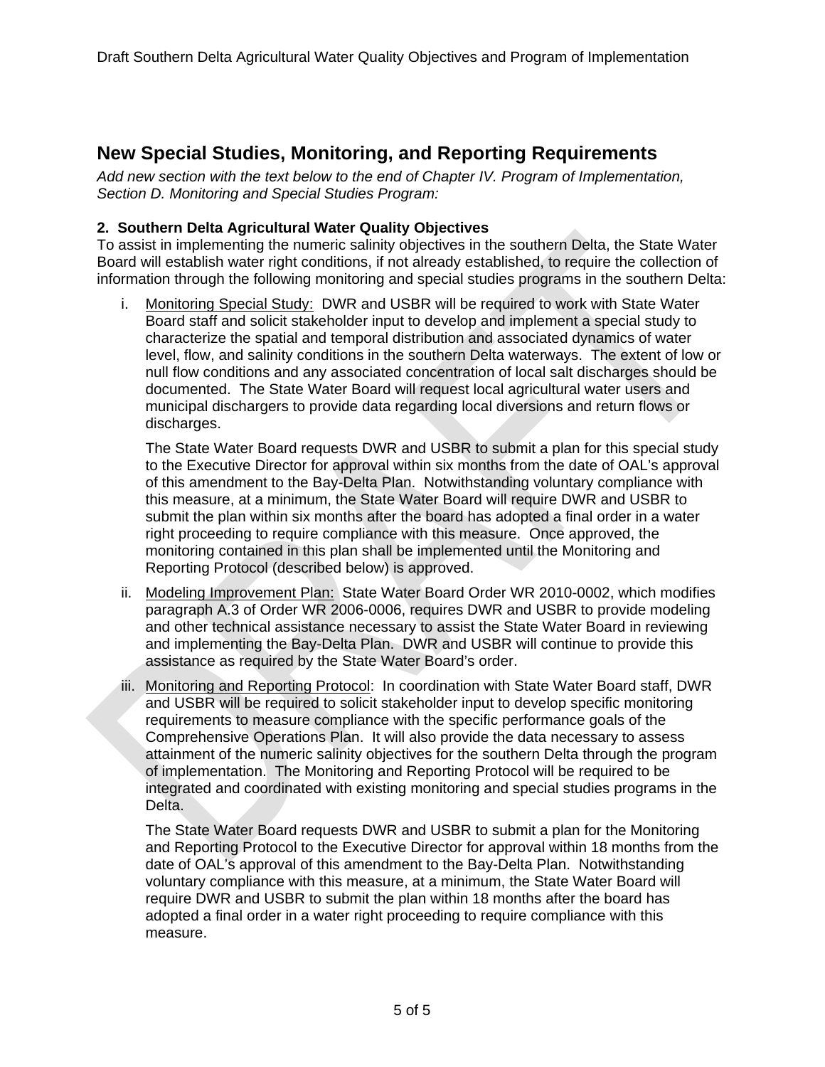## New Special Studies, Monitoring, and Reporting Requirements

*Add new section with the text below to the end of Chapter IV. Program of Implementation, Section D. Monitoring and Special Studies Program:*

**2. Southern Delta Agricultural Water Quality Objectives**

To assist in implementing the numeric salinity objectives in the southern Delta, the State Water Board will establish water right conditions, if not already established, to require the collection of information through the following monitoring and special studies programs in the southern Delta:

i. Monitoring Special Study: DWR and USBR will be required to work with State Water Board staff and solicit stakeholder input to develop and implement a special study to characterize the spatial and temporal distribution and associated dynamics of water level, flow, and salinity conditions in the southern Delta waterways. The extent of low or null flow conditions and any associated concentration of local salt discharges should be documented. The State Water Board will request local agricultural water users and municipal dischargers to provide data regarding local diversions and return flows or discharges.

   The State Water Board requests DWR and USBR to submit a plan for this special study to the Executive Director for approval within six months from the date of OAL's approval of this amendment to the Bay-Delta Plan. Notwithstanding voluntary compliance with this measure, at a minimum, the State Water Board will require DWR and USBR to submit the plan within six months after the board has adopted a final order in a water right proceeding to require compliance with this measure. Once approved, the monitoring contained in this plan shall be implemented until the Monitoring and Reporting Protocol (described below) is approved.

ii. Modeling Improvement Plan: State Water Board Order WR 2010-0002, which modifies paragraph A.3 of Order WR 2006-0006, requires DWR and USBR to provide modeling and other technical assistance necessary to assist the State Water Board in reviewing and implementing the Bay-Delta Plan. DWR and USBR will continue to provide this assistance as required by the State Water Board's order.

iii. Monitoring and Reporting Protocol: In coordination with State Water Board staff, DWR and USBR will be required to solicit stakeholder input to develop specific monitoring requirements to measure compliance with the specific performance goals of the Comprehensive Operations Plan. It will also provide the data necessary to assess attainment of the numeric salinity objectives for the southern Delta through the program of implementation. The Monitoring and Reporting Protocol will be required to be integrated and coordinated with existing monitoring and special studies programs in the Delta.

   The State Water Board requests DWR and USBR to submit a plan for the Monitoring and Reporting Protocol to the Executive Director for approval within 18 months from the date of OAL's approval of this amendment to the Bay-Delta Plan. Notwithstanding voluntary compliance with this measure, at a minimum, the State Water Board will require DWR and USBR to submit the plan within 18 months after the board has adopted a final order in a water right proceeding to require compliance with this measure.